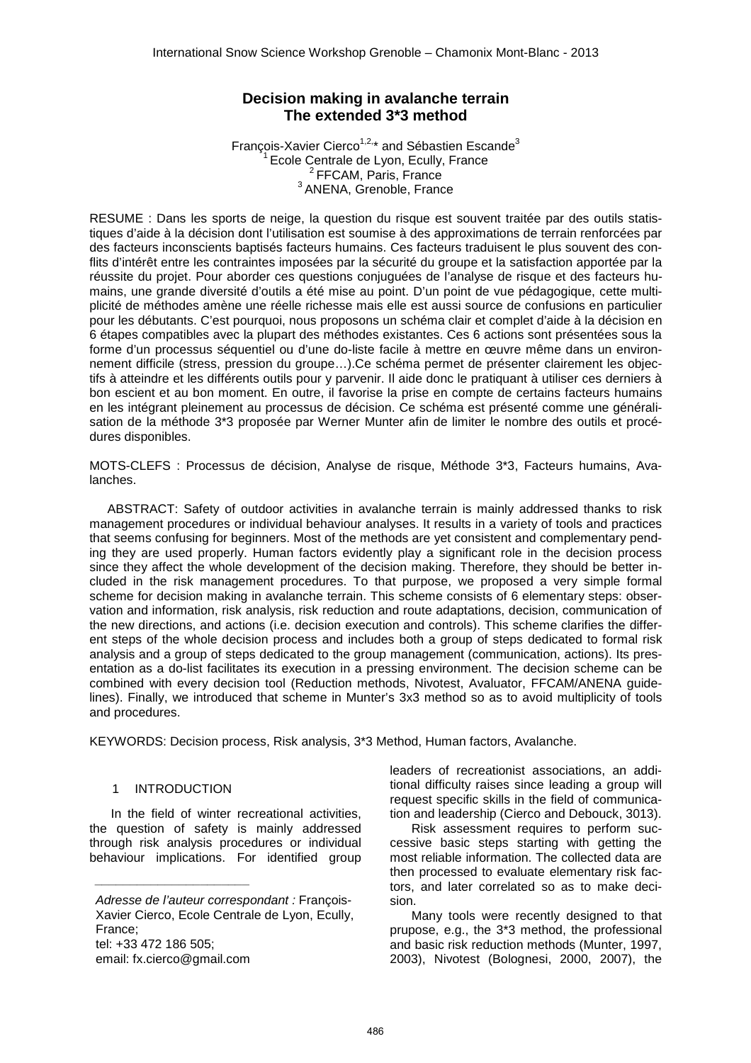# Decision making in avalanche terrain
# The extended 3*3 method

François-Xavier Cierco[1,2,*] and Sébastien Escande[3]

[1] Ecole Centrale de Lyon, Ecully, France
[2] FFCAM, Paris, France
[3] ANENA, Grenoble, France

RESUME : Dans les sports de neige, la question du risque est souvent traitée par des outils statistiques d'aide à la décision dont l'utilisation est soumise à des approximations de terrain renforcées par des facteurs inconscients baptisés facteurs humains. Ces facteurs traduisent le plus souvent des conflits d'intérêt entre les contraintes imposées par la sécurité du groupe et la satisfaction apportée par la réussite du projet. Pour aborder ces questions conjuguées de l'analyse de risque et des facteurs humains, une grande diversité d'outils a été mise au point. D'un point de vue pédagogique, cette multiplicité de méthodes amène une réelle richesse mais elle est aussi source de confusions en particulier pour les débutants. C'est pourquoi, nous proposons un schéma clair et complet d'aide à la décision en 6 étapes compatibles avec la plupart des méthodes existantes. Ces 6 actions sont présentées sous la forme d'un processus séquentiel ou d'une do-liste facile à mettre en œuvre même dans un environnement difficile (stress, pression du groupe…).Ce schéma permet de présenter clairement les objectifs à atteindre et les différents outils pour y parvenir. Il aide donc le pratiquant à utiliser ces derniers à bon escient et au bon moment. En outre, il favorise la prise en compte de certains facteurs humains en les intégrant pleinement au processus de décision. Ce schéma est présenté comme une généralisation de la méthode 3*3 proposée par Werner Munter afin de limiter le nombre des outils et procédures disponibles.

MOTS-CLEFS : Processus de décision, Analyse de risque, Méthode 3*3, Facteurs humains, Avalanches.

ABSTRACT: Safety of outdoor activities in avalanche terrain is mainly addressed thanks to risk management procedures or individual behaviour analyses. It results in a variety of tools and practices that seems confusing for beginners. Most of the methods are yet consistent and complementary pending they are used properly. Human factors evidently play a significant role in the decision process since they affect the whole development of the decision making. Therefore, they should be better included in the risk management procedures. To that purpose, we proposed a very simple formal scheme for decision making in avalanche terrain. This scheme consists of 6 elementary steps: observation and information, risk analysis, risk reduction and route adaptations, decision, communication of the new directions, and actions (i.e. decision execution and controls). This scheme clarifies the different steps of the whole decision process and includes both a group of steps dedicated to formal risk analysis and a group of steps dedicated to the group management (communication, actions). Its presentation as a do-list facilitates its execution in a pressing environment. The decision scheme can be combined with every decision tool (Reduction methods, Nivotest, Avaluator, FFCAM/ANENA guidelines). Finally, we introduced that scheme in Munter's 3x3 method so as to avoid multiplicity of tools and procedures.

KEYWORDS: Decision process, Risk analysis, 3*3 Method, Human factors, Avalanche.

## 1 INTRODUCTION

In the field of winter recreational activities, the question of safety is mainly addressed through risk analysis procedures or individual behaviour implications. For identified group leaders of recreationist associations, an additional difficulty raises since leading a group will request specific skills in the field of communication and leadership (Cierco and Debouck, 3013).

Risk assessment requires to perform successive basic steps starting with getting the most reliable information. The collected data are then processed to evaluate elementary risk factors, and later correlated so as to make decision.

Many tools were recently designed to that prupose, e.g., the 3*3 method, the professional and basic risk reduction methods (Munter, 1997, 2003), Nivotest (Bolognesi, 2000, 2007), the

---

*Adresse de l'auteur correspondant :* François-Xavier Cierco, Ecole Centrale de Lyon, Ecully, France;
tel: +33 472 186 505;
email: fx.cierco@gmail.com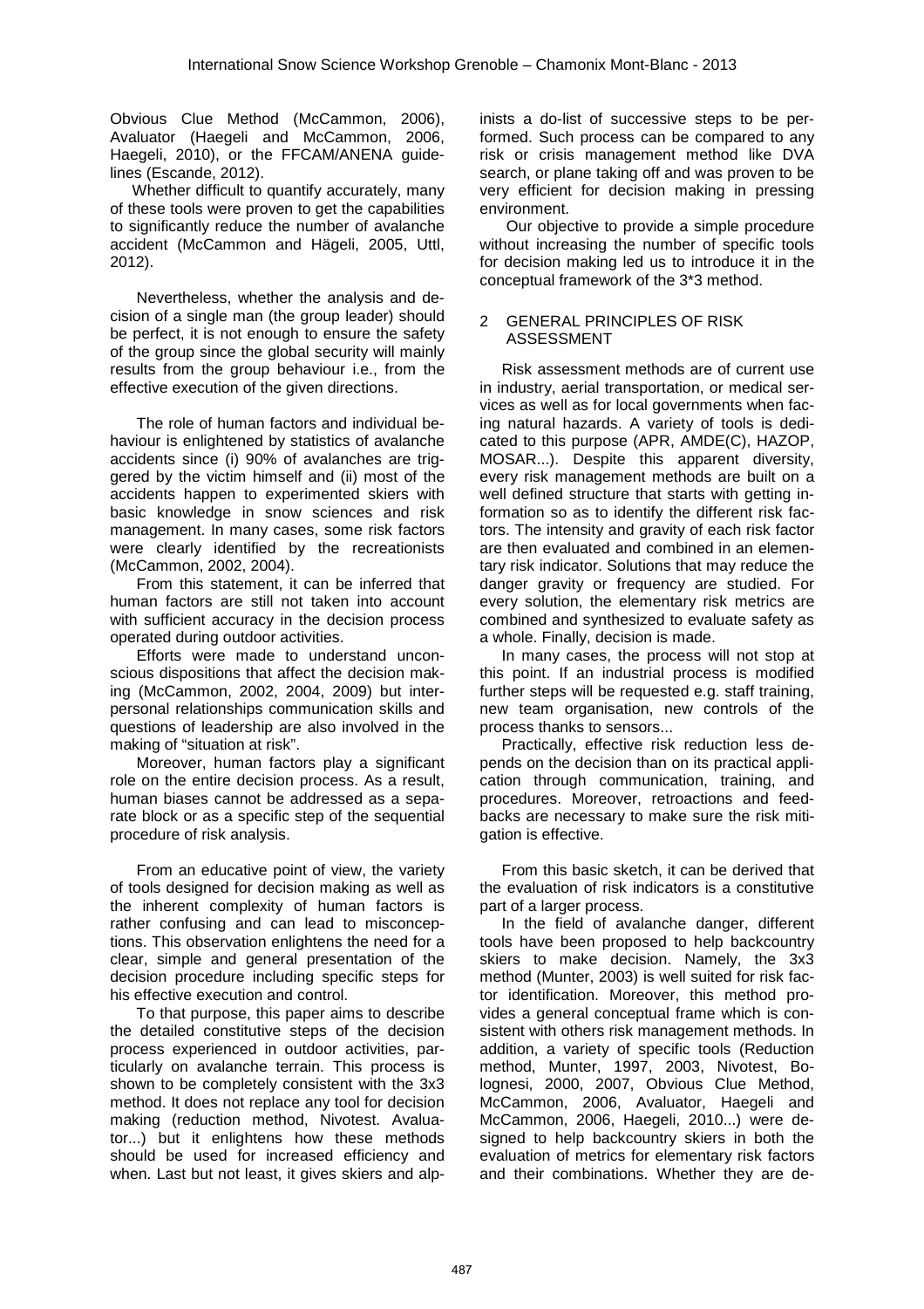Obvious Clue Method (McCammon, 2006), Avaluator (Haegeli and McCammon, 2006, Haegeli, 2010), or the FFCAM/ANENA guidelines (Escande, 2012).

Whether difficult to quantify accurately, many of these tools were proven to get the capabilities to significantly reduce the number of avalanche accident (McCammon and Hägeli, 2005, Uttl, 2012).

Nevertheless, whether the analysis and decision of a single man (the group leader) should be perfect, it is not enough to ensure the safety of the group since the global security will mainly results from the group behaviour i.e., from the effective execution of the given directions.

The role of human factors and individual behaviour is enlightened by statistics of avalanche accidents since (i) 90% of avalanches are triggered by the victim himself and (ii) most of the accidents happen to experimented skiers with basic knowledge in snow sciences and risk management. In many cases, some risk factors were clearly identified by the recreationists (McCammon, 2002, 2004).

From this statement, it can be inferred that human factors are still not taken into account with sufficient accuracy in the decision process operated during outdoor activities.

Efforts were made to understand unconscious dispositions that affect the decision making (McCammon, 2002, 2004, 2009) but interpersonal relationships communication skills and questions of leadership are also involved in the making of "situation at risk".

Moreover, human factors play a significant role on the entire decision process. As a result, human biases cannot be addressed as a separate block or as a specific step of the sequential procedure of risk analysis.

From an educative point of view, the variety of tools designed for decision making as well as the inherent complexity of human factors is rather confusing and can lead to misconceptions. This observation enlightens the need for a clear, simple and general presentation of the decision procedure including specific steps for his effective execution and control.

To that purpose, this paper aims to describe the detailed constitutive steps of the decision process experienced in outdoor activities, particularly on avalanche terrain. This process is shown to be completely consistent with the 3x3 method. It does not replace any tool for decision making (reduction method, Nivotest. Avaluator...) but it enlightens how these methods should be used for increased efficiency and when. Last but not least, it gives skiers and alpinists a do-list of successive steps to be performed. Such process can be compared to any risk or crisis management method like DVA search, or plane taking off and was proven to be very efficient for decision making in pressing environment.

Our objective to provide a simple procedure without increasing the number of specific tools for decision making led us to introduce it in the conceptual framework of the 3*3 method.

## 2 GENERAL PRINCIPLES OF RISK ASSESSMENT

Risk assessment methods are of current use in industry, aerial transportation, or medical services as well as for local governments when facing natural hazards. A variety of tools is dedicated to this purpose (APR, AMDE(C), HAZOP, MOSAR...). Despite this apparent diversity, every risk management methods are built on a well defined structure that starts with getting information so as to identify the different risk factors. The intensity and gravity of each risk factor are then evaluated and combined in an elementary risk indicator. Solutions that may reduce the danger gravity or frequency are studied. For every solution, the elementary risk metrics are combined and synthesized to evaluate safety as a whole. Finally, decision is made.

In many cases, the process will not stop at this point. If an industrial process is modified further steps will be requested e.g. staff training, new team organisation, new controls of the process thanks to sensors...

Practically, effective risk reduction less depends on the decision than on its practical application through communication, training, and procedures. Moreover, retroactions and feedbacks are necessary to make sure the risk mitigation is effective.

From this basic sketch, it can be derived that the evaluation of risk indicators is a constitutive part of a larger process.

In the field of avalanche danger, different tools have been proposed to help backcountry skiers to make decision. Namely, the 3x3 method (Munter, 2003) is well suited for risk factor identification. Moreover, this method provides a general conceptual frame which is consistent with others risk management methods. In addition, a variety of specific tools (Reduction method, Munter, 1997, 2003, Nivotest, Bolognesi, 2000, 2007, Obvious Clue Method, McCammon, 2006, Avaluator, Haegeli and McCammon, 2006, Haegeli, 2010...) were designed to help backcountry skiers in both the evaluation of metrics for elementary risk factors and their combinations. Whether they are de-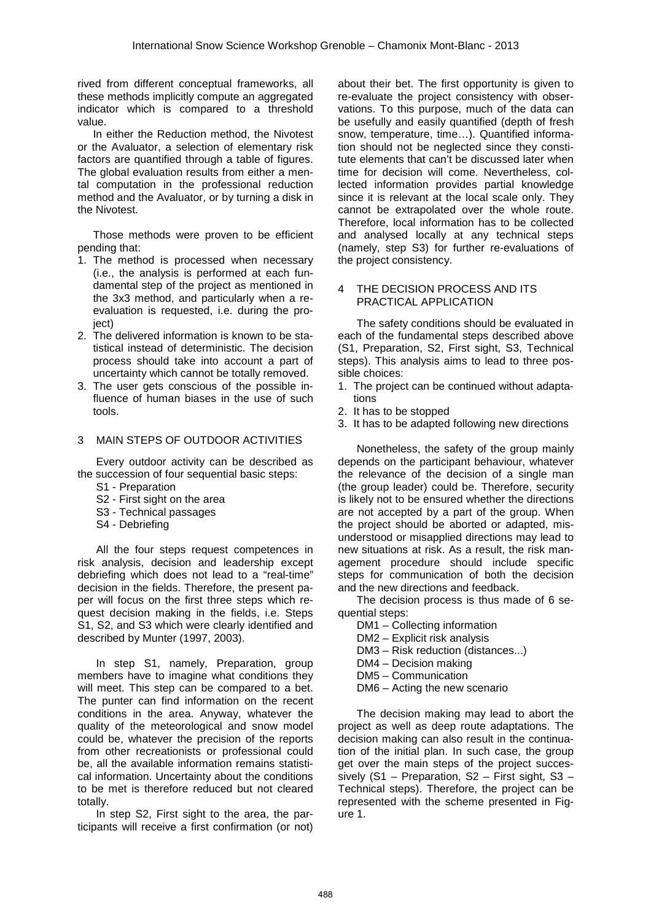rived from different conceptual frameworks, all these methods implicitly compute an aggregated indicator which is compared to a threshold value.

In either the Reduction method, the Nivotest or the Avaluator, a selection of elementary risk factors are quantified through a table of figures. The global evaluation results from either a mental computation in the professional reduction method and the Avaluator, or by turning a disk in the Nivotest.

Those methods were proven to be efficient pending that:

1. The method is processed when necessary (i.e., the analysis is performed at each fundamental step of the project as mentioned in the 3x3 method, and particularly when a re-evaluation is requested, i.e. during the project)
2. The delivered information is known to be statistical instead of deterministic. The decision process should take into account a part of uncertainty which cannot be totally removed.
3. The user gets conscious of the possible influence of human biases in the use of such tools.

## 3 MAIN STEPS OF OUTDOOR ACTIVITIES

Every outdoor activity can be described as the succession of four sequential basic steps:

- S1 - Preparation
- S2 - First sight on the area
- S3 - Technical passages
- S4 - Debriefing

All the four steps request competences in risk analysis, decision and leadership except debriefing which does not lead to a "real-time" decision in the fields. Therefore, the present paper will focus on the first three steps which request decision making in the fields, i.e. Steps S1, S2, and S3 which were clearly identified and described by Munter (1997, 2003).

In step S1, namely, Preparation, group members have to imagine what conditions they will meet. This step can be compared to a bet. The punter can find information on the recent conditions in the area. Anyway, whatever the quality of the meteorological and snow model could be, whatever the precision of the reports from other recreationists or professional could be, all the available information remains statistical information. Uncertainty about the conditions to be met is therefore reduced but not cleared totally.

In step S2, First sight to the area, the participants will receive a first confirmation (or not) about their bet. The first opportunity is given to re-evaluate the project consistency with observations. To this purpose, much of the data can be usefully and easily quantified (depth of fresh snow, temperature, time…). Quantified information should not be neglected since they constitute elements that can't be discussed later when time for decision will come. Nevertheless, collected information provides partial knowledge since it is relevant at the local scale only. They cannot be extrapolated over the whole route. Therefore, local information has to be collected and analysed locally at any technical steps (namely, step S3) for further re-evaluations of the project consistency.

## 4 THE DECISION PROCESS AND ITS PRACTICAL APPLICATION

The safety conditions should be evaluated in each of the fundamental steps described above (S1, Preparation, S2, First sight, S3, Technical steps). This analysis aims to lead to three possible choices:

1. The project can be continued without adaptations
2. It has to be stopped
3. It has to be adapted following new directions

Nonetheless, the safety of the group mainly depends on the participant behaviour, whatever the relevance of the decision of a single man (the group leader) could be. Therefore, security is likely not to be ensured whether the directions are not accepted by a part of the group. When the project should be aborted or adapted, misunderstood or misapplied directions may lead to new situations at risk. As a result, the risk management procedure should include specific steps for communication of both the decision and the new directions and feedback.

The decision process is thus made of 6 sequential steps:

- DM1 – Collecting information
- DM2 – Explicit risk analysis
- DM3 – Risk reduction (distances...)
- DM4 – Decision making
- DM5 – Communication
- DM6 – Acting the new scenario

The decision making may lead to abort the project as well as deep route adaptations. The decision making can also result in the continuation of the initial plan. In such case, the group get over the main steps of the project successively (S1 – Preparation, S2 – First sight, S3 – Technical steps). Therefore, the project can be represented with the scheme presented in Figure 1.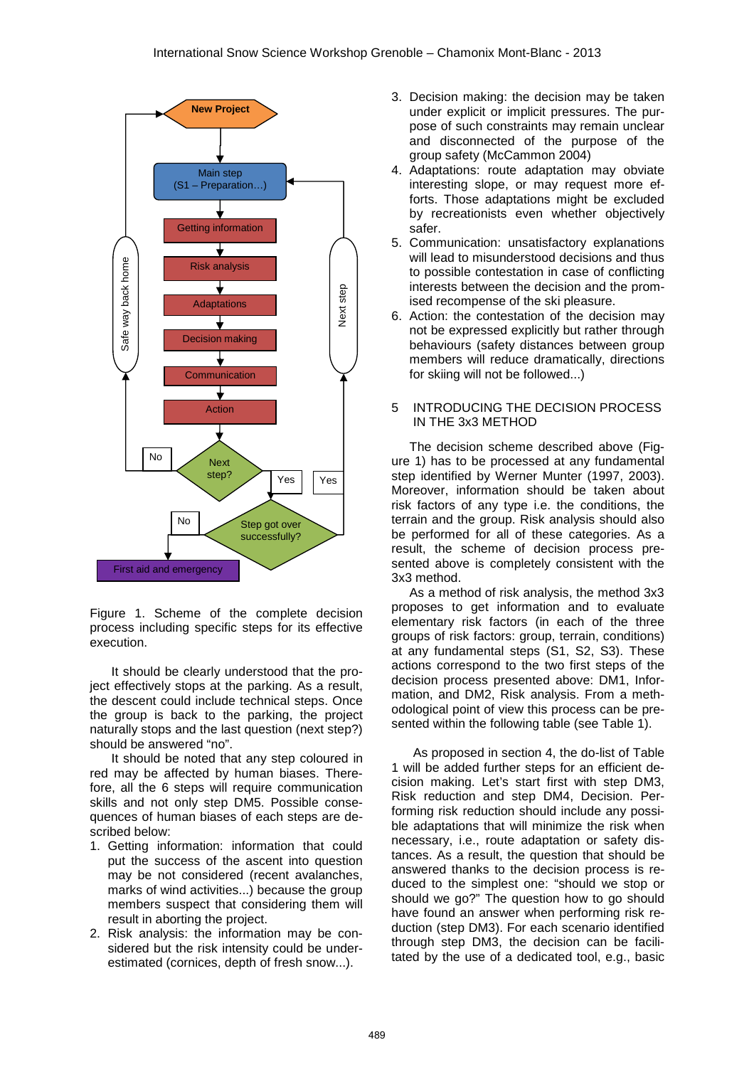Figure 1. Scheme of the complete decision process including specific steps for its effective execution.

It should be clearly understood that the project effectively stops at the parking. As a result, the descent could include technical steps. Once the group is back to the parking, the project naturally stops and the last question (next step?) should be answered "no".

It should be noted that any step coloured in red may be affected by human biases. Therefore, all the 6 steps will require communication skills and not only step DM5. Possible consequences of human biases of each steps are described below:

1. Getting information: information that could put the success of the ascent into question may be not considered (recent avalanches, marks of wind activities...) because the group members suspect that considering them will result in aborting the project.
2. Risk analysis: the information may be considered but the risk intensity could be underestimated (cornices, depth of fresh snow...).
3. Decision making: the decision may be taken under explicit or implicit pressures. The purpose of such constraints may remain unclear and disconnected of the purpose of the group safety (McCammon 2004)
4. Adaptations: route adaptation may obviate interesting slope, or may request more efforts. Those adaptations might be excluded by recreationists even whether objectively safer.
5. Communication: unsatisfactory explanations will lead to misunderstood decisions and thus to possible contestation in case of conflicting interests between the decision and the promised recompense of the ski pleasure.
6. Action: the contestation of the decision may not be expressed explicitly but rather through behaviours (safety distances between group members will reduce dramatically, directions for skiing will not be followed...)

## 5 INTRODUCING THE DECISION PROCESS IN THE 3x3 METHOD

The decision scheme described above (Figure 1) has to be processed at any fundamental step identified by Werner Munter (1997, 2003). Moreover, information should be taken about risk factors of any type i.e. the conditions, the terrain and the group. Risk analysis should also be performed for all of these categories. As a result, the scheme of decision process presented above is completely consistent with the 3x3 method.

As a method of risk analysis, the method 3x3 proposes to get information and to evaluate elementary risk factors (in each of the three groups of risk factors: group, terrain, conditions) at any fundamental steps (S1, S2, S3). These actions correspond to the two first steps of the decision process presented above: DM1, Information, and DM2, Risk analysis. From a methodological point of view this process can be presented within the following table (see Table 1).

As proposed in section 4, the do-list of Table 1 will be added further steps for an efficient decision making. Let's start first with step DM3, Risk reduction and step DM4, Decision. Performing risk reduction should include any possible adaptations that will minimize the risk when necessary, i.e., route adaptation or safety distances. As a result, the question that should be answered thanks to the decision process is reduced to the simplest one: "should we stop or should we go?" The question how to go should have found an answer when performing risk reduction (step DM3). For each scenario identified through step DM3, the decision can be facilitated by the use of a dedicated tool, e.g., basic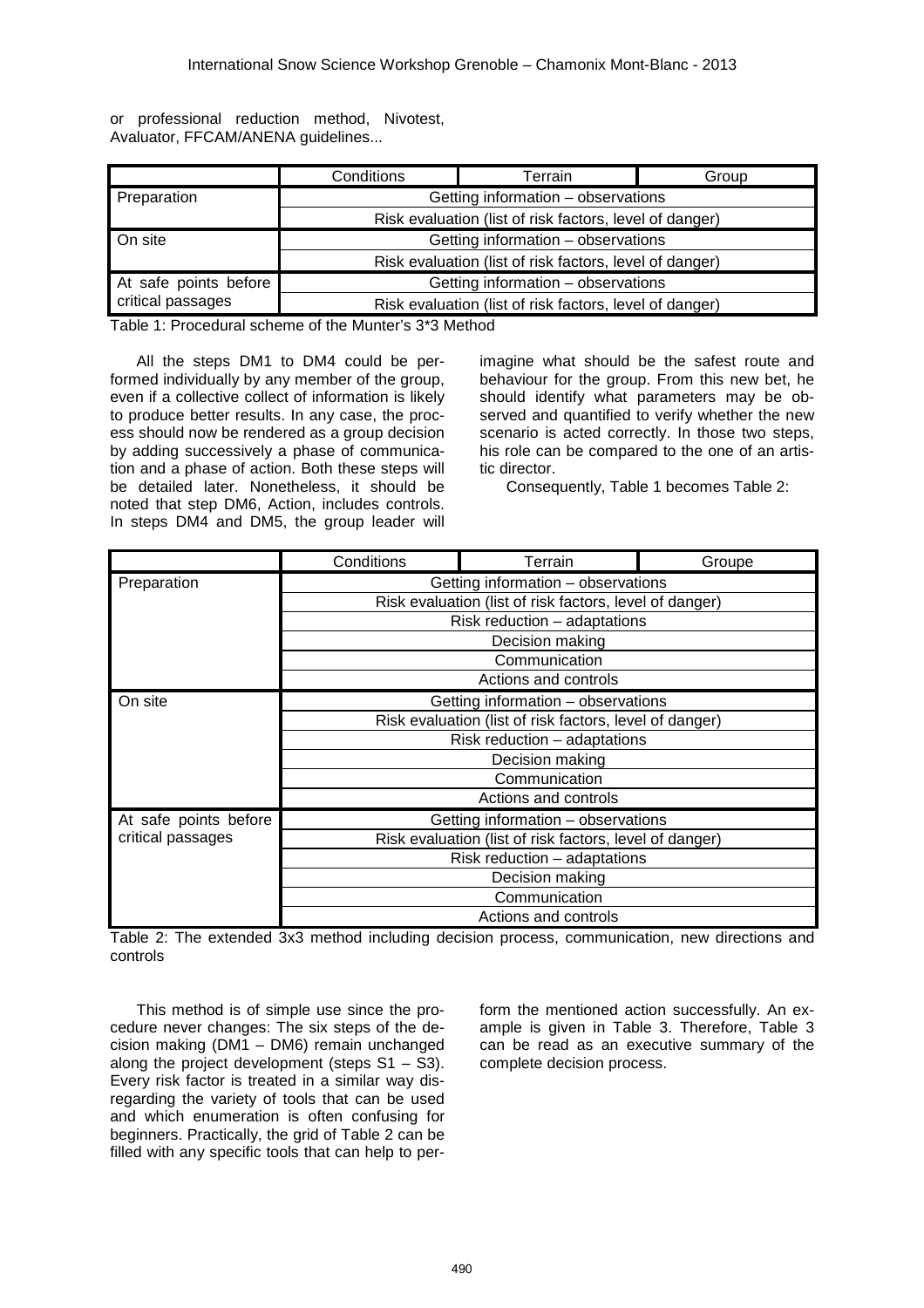or professional reduction method, Nivotest, Avaluator, FFCAM/ANENA guidelines...

| | Conditions | Terrain | Group |
|---|---|---|---|
| Preparation | Getting information – observations | | |
| | Risk evaluation (list of risk factors, level of danger) | | |
| On site | Getting information – observations | | |
| | Risk evaluation (list of risk factors, level of danger) | | |
| At safe points before critical passages | Getting information – observations | | |
| | Risk evaluation (list of risk factors, level of danger) | | |

Table 1: Procedural scheme of the Munter's 3*3 Method

All the steps DM1 to DM4 could be performed individually by any member of the group, even if a collective collect of information is likely to produce better results. In any case, the process should now be rendered as a group decision by adding successively a phase of communication and a phase of action. Both these steps will be detailed later. Nonetheless, it should be noted that step DM6, Action, includes controls. In steps DM4 and DM5, the group leader will imagine what should be the safest route and behaviour for the group. From this new bet, he should identify what parameters may be observed and quantified to verify whether the new scenario is acted correctly. In those two steps, his role can be compared to the one of an artistic director.

Consequently, Table 1 becomes Table 2:

| | Conditions | Terrain | Groupe |
|---|---|---|---|
| Preparation | Getting information – observations | | |
| | Risk evaluation (list of risk factors, level of danger) | | |
| | Risk reduction – adaptations | | |
| | Decision making | | |
| | Communication | | |
| | Actions and controls | | |
| On site | Getting information – observations | | |
| | Risk evaluation (list of risk factors, level of danger) | | |
| | Risk reduction – adaptations | | |
| | Decision making | | |
| | Communication | | |
| | Actions and controls | | |
| At safe points before critical passages | Getting information – observations | | |
| | Risk evaluation (list of risk factors, level of danger) | | |
| | Risk reduction – adaptations | | |
| | Decision making | | |
| | Communication | | |
| | Actions and controls | | |

Table 2: The extended 3x3 method including decision process, communication, new directions and controls

This method is of simple use since the procedure never changes: The six steps of the decision making (DM1 – DM6) remain unchanged along the project development (steps S1 – S3). Every risk factor is treated in a similar way disregarding the variety of tools that can be used and which enumeration is often confusing for beginners. Practically, the grid of Table 2 can be filled with any specific tools that can help to perform the mentioned action successfully. An example is given in Table 3. Therefore, Table 3 can be read as an executive summary of the complete decision process.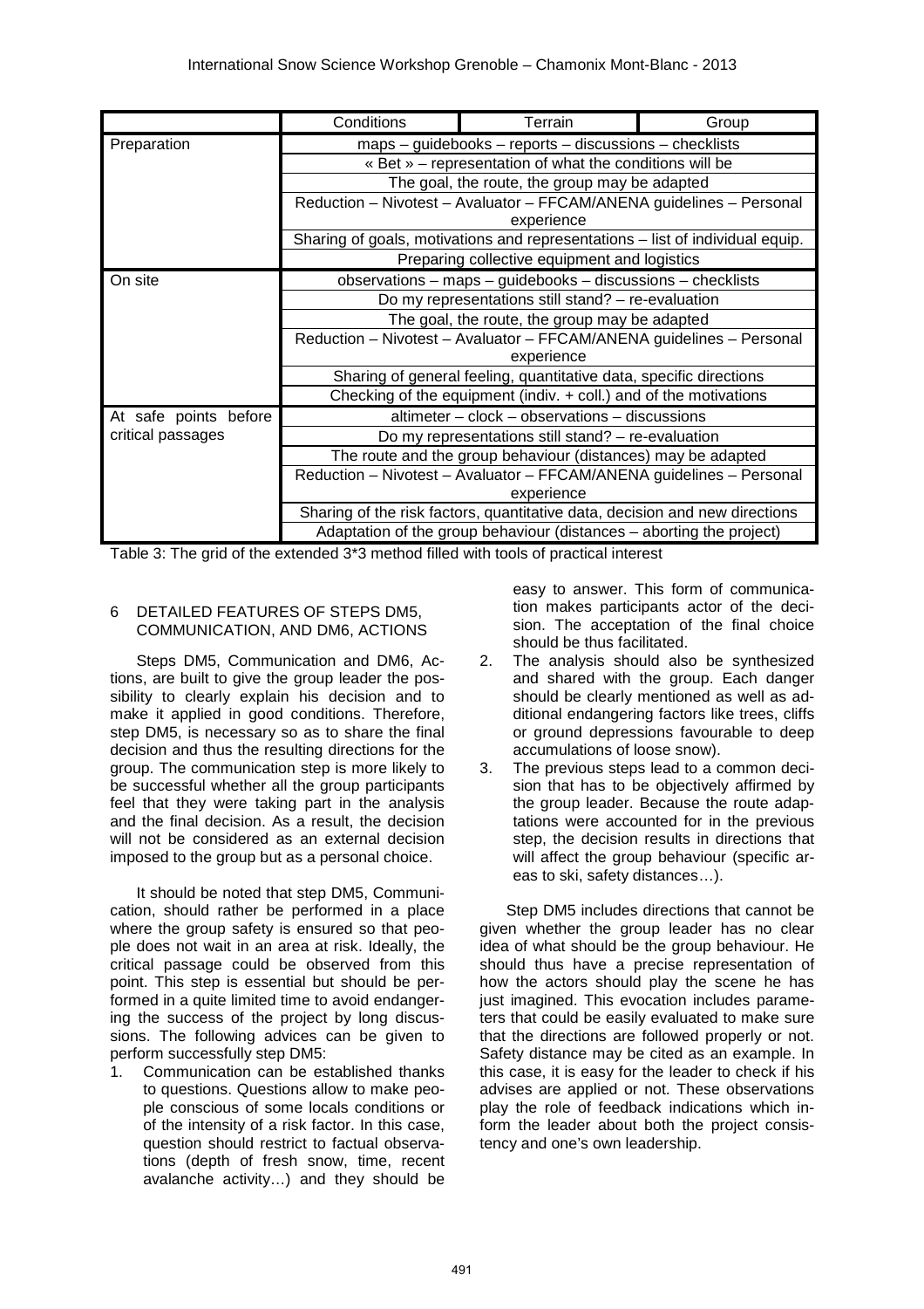| | Conditions | Terrain | Group |
|---|---|---|---|
| Preparation | maps – guidebooks – reports – discussions – checklists | | |
| | « Bet » – representation of what the conditions will be | | |
| | The goal, the route, the group may be adapted | | |
| | Reduction – Nivotest – Avaluator – FFCAM/ANENA guidelines – Personal experience | | |
| | Sharing of goals, motivations and representations – list of individual equip. | | |
| | Preparing collective equipment and logistics | | |
| On site | observations – maps – guidebooks – discussions – checklists | | |
| | Do my representations still stand? – re-evaluation | | |
| | The goal, the route, the group may be adapted | | |
| | Reduction – Nivotest – Avaluator – FFCAM/ANENA guidelines – Personal experience | | |
| | Sharing of general feeling, quantitative data, specific directions | | |
| | Checking of the equipment (indiv. + coll.) and of the motivations | | |
| At safe points before critical passages | altimeter – clock – observations – discussions | | |
| | Do my representations still stand? – re-evaluation | | |
| | The route and the group behaviour (distances) may be adapted | | |
| | Reduction – Nivotest – Avaluator – FFCAM/ANENA guidelines – Personal experience | | |
| | Sharing of the risk factors, quantitative data, decision and new directions | | |
| | Adaptation of the group behaviour (distances – aborting the project) | | |

Table 3: The grid of the extended 3*3 method filled with tools of practical interest

## 6 DETAILED FEATURES OF STEPS DM5, COMMUNICATION, AND DM6, ACTIONS

Steps DM5, Communication and DM6, Actions, are built to give the group leader the possibility to clearly explain his decision and to make it applied in good conditions. Therefore, step DM5, is necessary so as to share the final decision and thus the resulting directions for the group. The communication step is more likely to be successful whether all the group participants feel that they were taking part in the analysis and the final decision. As a result, the decision will not be considered as an external decision imposed to the group but as a personal choice.

It should be noted that step DM5, Communication, should rather be performed in a place where the group safety is ensured so that people does not wait in an area at risk. Ideally, the critical passage could be observed from this point. This step is essential but should be performed in a quite limited time to avoid endangering the success of the project by long discussions. The following advices can be given to perform successfully step DM5:

1. Communication can be established thanks to questions. Questions allow to make people conscious of some locals conditions or of the intensity of a risk factor. In this case, question should restrict to factual observations (depth of fresh snow, time, recent avalanche activity…) and they should be easy to answer. This form of communication makes participants actor of the decision. The acceptation of the final choice should be thus facilitated.
2. The analysis should also be synthesized and shared with the group. Each danger should be clearly mentioned as well as additional endangering factors like trees, cliffs or ground depressions favourable to deep accumulations of loose snow).
3. The previous steps lead to a common decision that has to be objectively affirmed by the group leader. Because the route adaptations were accounted for in the previous step, the decision results in directions that will affect the group behaviour (specific areas to ski, safety distances…).

Step DM5 includes directions that cannot be given whether the group leader has no clear idea of what should be the group behaviour. He should thus have a precise representation of how the actors should play the scene he has just imagined. This evocation includes parameters that could be easily evaluated to make sure that the directions are followed properly or not. Safety distance may be cited as an example. In this case, it is easy for the leader to check if his advises are applied or not. These observations play the role of feedback indications which inform the leader about both the project consistency and one's own leadership.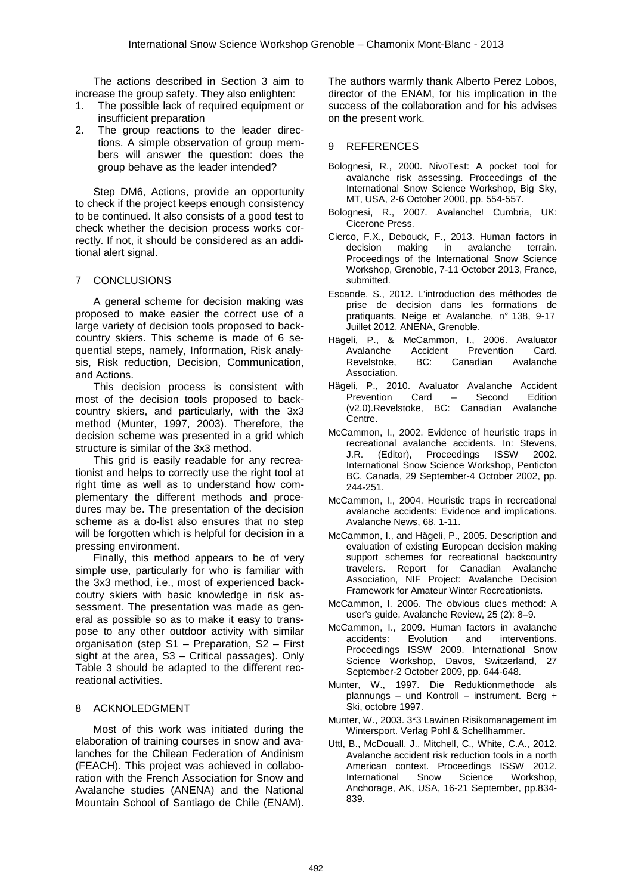The actions described in Section 3 aim to increase the group safety. They also enlighten:

1. The possible lack of required equipment or insufficient preparation
2. The group reactions to the leader directions. A simple observation of group members will answer the question: does the group behave as the leader intended?

Step DM6, Actions, provide an opportunity to check if the project keeps enough consistency to be continued. It also consists of a good test to check whether the decision process works correctly. If not, it should be considered as an additional alert signal.

## 7 CONCLUSIONS

A general scheme for decision making was proposed to make easier the correct use of a large variety of decision tools proposed to backcountry skiers. This scheme is made of 6 sequential steps, namely, Information, Risk analysis, Risk reduction, Decision, Communication, and Actions.

This decision process is consistent with most of the decision tools proposed to backcountry skiers, and particularly, with the 3x3 method (Munter, 1997, 2003). Therefore, the decision scheme was presented in a grid which structure is similar of the 3x3 method.

This grid is easily readable for any recreationist and helps to correctly use the right tool at right time as well as to understand how complementary the different methods and procedures may be. The presentation of the decision scheme as a do-list also ensures that no step will be forgotten which is helpful for decision in a pressing environment.

Finally, this method appears to be of very simple use, particularly for who is familiar with the 3x3 method, i.e., most of experienced backcoutry skiers with basic knowledge in risk assessment. The presentation was made as general as possible so as to make it easy to transpose to any other outdoor activity with similar organisation (step S1 – Preparation, S2 – First sight at the area, S3 – Critical passages). Only Table 3 should be adapted to the different recreational activities.

## 8 ACKNOLEDGMENT

Most of this work was initiated during the elaboration of training courses in snow and avalanches for the Chilean Federation of Andinism (FEACH). This project was achieved in collaboration with the French Association for Snow and Avalanche studies (ANENA) and the National Mountain School of Santiago de Chile (ENAM). The authors warmly thank Alberto Perez Lobos, director of the ENAM, for his implication in the success of the collaboration and for his advises on the present work.

## 9 REFERENCES

Bolognesi, R., 2000. NivoTest: A pocket tool for avalanche risk assessing. Proceedings of the International Snow Science Workshop, Big Sky, MT, USA, 2-6 October 2000, pp. 554-557.

Bolognesi, R., 2007. Avalanche! Cumbria, UK: Cicerone Press.

Cierco, F.X., Debouck, F., 2013. Human factors in decision making in avalanche terrain. Proceedings of the International Snow Science Workshop, Grenoble, 7-11 October 2013, France, submitted.

Escande, S., 2012. L'introduction des méthodes de prise de decision dans les formations de pratiquants. Neige et Avalanche, n° 138, 9-17 Juillet 2012, ANENA, Grenoble.

Hägeli, P., & McCammon, I., 2006. Avaluator Avalanche Accident Prevention Card. Revelstoke, BC: Canadian Avalanche Association.

Hägeli, P., 2010. Avaluator Avalanche Accident Prevention Card – Second Edition (v2.0).Revelstoke, BC: Canadian Avalanche Centre.

McCammon, I., 2002. Evidence of heuristic traps in recreational avalanche accidents. In: Stevens, J.R. (Editor), Proceedings ISSW 2002. International Snow Science Workshop, Penticton BC, Canada, 29 September-4 October 2002, pp. 244-251.

McCammon, I., 2004. Heuristic traps in recreational avalanche accidents: Evidence and implications. Avalanche News, 68, 1-11.

McCammon, I., and Hägeli, P., 2005. Description and evaluation of existing European decision making support schemes for recreational backcountry travelers. Report for Canadian Avalanche Association, NIF Project: Avalanche Decision Framework for Amateur Winter Recreationists.

McCammon, I. 2006. The obvious clues method: A user's guide, Avalanche Review, 25 (2): 8–9.

McCammon, I., 2009. Human factors in avalanche accidents: Evolution and interventions. Proceedings ISSW 2009. International Snow Science Workshop, Davos, Switzerland, 27 September-2 October 2009, pp. 644-648.

Munter, W., 1997. Die Reduktionmethode als plannungs – und Kontroll – instrument. Berg + Ski, octobre 1997.

Munter, W., 2003. 3*3 Lawinen Risikomanagement im Wintersport. Verlag Pohl & Schellhammer.

Uttl, B., McDouall, J., Mitchell, C., White, C.A., 2012. Avalanche accident risk reduction tools in a north American context. Proceedings ISSW 2012. International Snow Science Workshop, Anchorage, AK, USA, 16-21 September, pp.834-839.